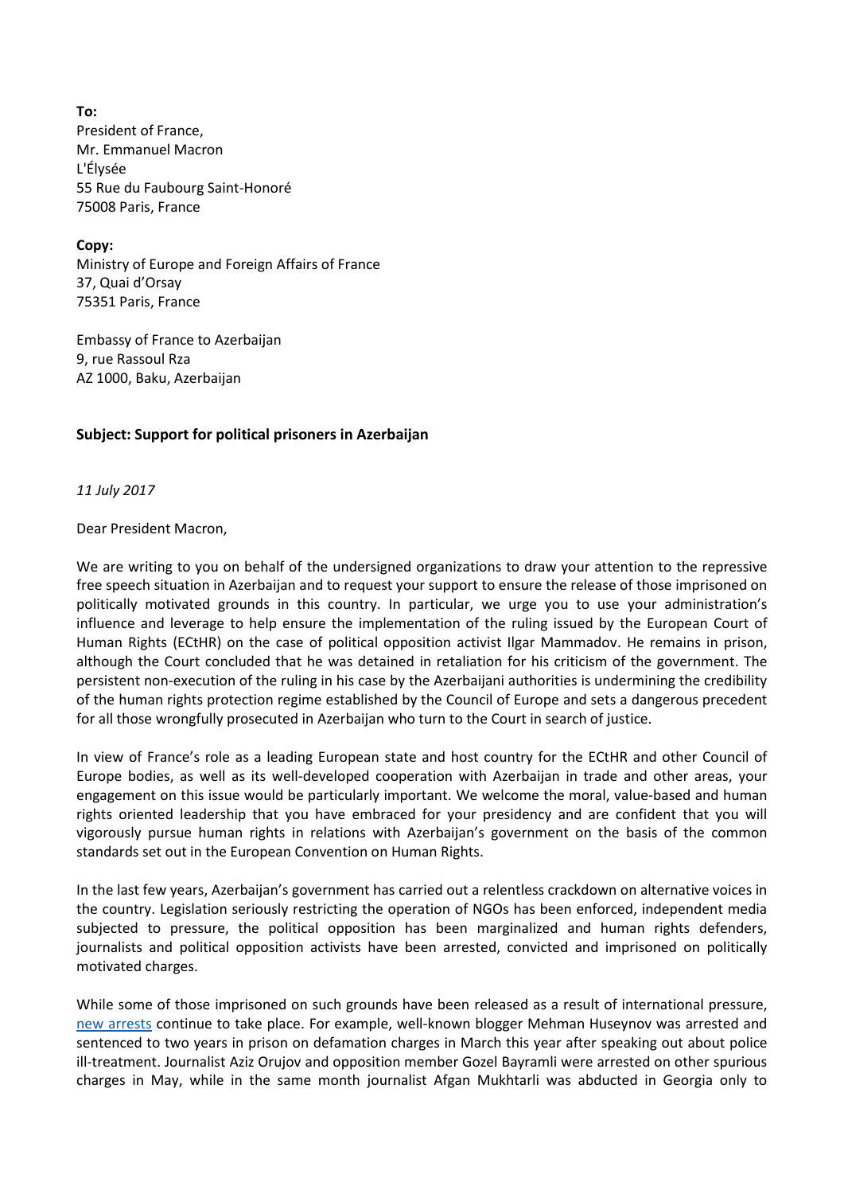**To:**
President of France,
Mr. Emmanuel Macron
L'Élysée
55 Rue du Faubourg Saint-Honoré
75008 Paris, France

**Copy:**
Ministry of Europe and Foreign Affairs of France
37, Quai d'Orsay
75351 Paris, France

Embassy of France to Azerbaijan
9, rue Rassoul Rza
AZ 1000, Baku, Azerbaijan

**Subject: Support for political prisoners in Azerbaijan**

*11 July 2017*

Dear President Macron,

We are writing to you on behalf of the undersigned organizations to draw your attention to the repressive free speech situation in Azerbaijan and to request your support to ensure the release of those imprisoned on politically motivated grounds in this country. In particular, we urge you to use your administration's influence and leverage to help ensure the implementation of the ruling issued by the European Court of Human Rights (ECtHR) on the case of political opposition activist Ilgar Mammadov. He remains in prison, although the Court concluded that he was detained in retaliation for his criticism of the government. The persistent non-execution of the ruling in his case by the Azerbaijani authorities is undermining the credibility of the human rights protection regime established by the Council of Europe and sets a dangerous precedent for all those wrongfully prosecuted in Azerbaijan who turn to the Court in search of justice.

In view of France's role as a leading European state and host country for the ECtHR and other Council of Europe bodies, as well as its well-developed cooperation with Azerbaijan in trade and other areas, your engagement on this issue would be particularly important. We welcome the moral, value-based and human rights oriented leadership that you have embraced for your presidency and are confident that you will vigorously pursue human rights in relations with Azerbaijan's government on the basis of the common standards set out in the European Convention on Human Rights.

In the last few years, Azerbaijan's government has carried out a relentless crackdown on alternative voices in the country. Legislation seriously restricting the operation of NGOs has been enforced, independent media subjected to pressure, the political opposition has been marginalized and human rights defenders, journalists and political opposition activists have been arrested, convicted and imprisoned on politically motivated charges.

While some of those imprisoned on such grounds have been released as a result of international pressure, new arrests continue to take place. For example, well-known blogger Mehman Huseynov was arrested and sentenced to two years in prison on defamation charges in March this year after speaking out about police ill-treatment. Journalist Aziz Orujov and opposition member Gozel Bayramli were arrested on other spurious charges in May, while in the same month journalist Afgan Mukhtarli was abducted in Georgia only to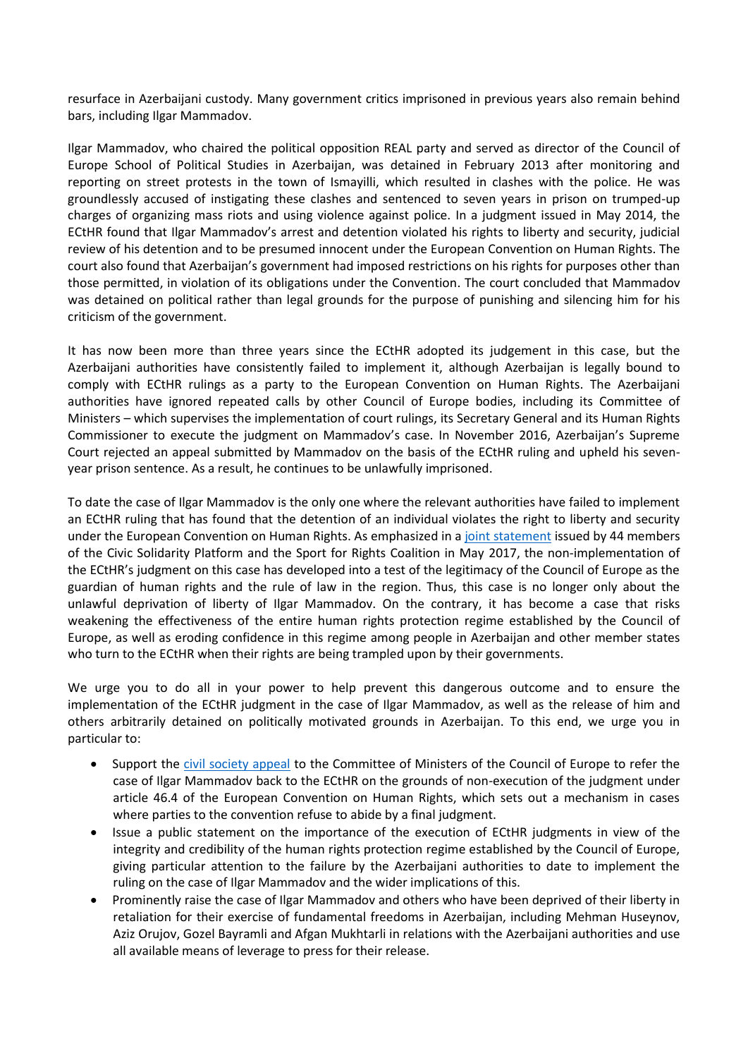resurface in Azerbaijani custody. Many government critics imprisoned in previous years also remain behind bars, including Ilgar Mammadov.

Ilgar Mammadov, who chaired the political opposition REAL party and served as director of the Council of Europe School of Political Studies in Azerbaijan, was detained in February 2013 after monitoring and reporting on street protests in the town of Ismayilli, which resulted in clashes with the police. He was groundlessly accused of instigating these clashes and sentenced to seven years in prison on trumped-up charges of organizing mass riots and using violence against police. In a judgment issued in May 2014, the ECtHR found that Ilgar Mammadov's arrest and detention violated his rights to liberty and security, judicial review of his detention and to be presumed innocent under the European Convention on Human Rights. The court also found that Azerbaijan's government had imposed restrictions on his rights for purposes other than those permitted, in violation of its obligations under the Convention. The court concluded that Mammadov was detained on political rather than legal grounds for the purpose of punishing and silencing him for his criticism of the government.

It has now been more than three years since the ECtHR adopted its judgement in this case, but the Azerbaijani authorities have consistently failed to implement it, although Azerbaijan is legally bound to comply with ECtHR rulings as a party to the European Convention on Human Rights. The Azerbaijani authorities have ignored repeated calls by other Council of Europe bodies, including its Committee of Ministers – which supervises the implementation of court rulings, its Secretary General and its Human Rights Commissioner to execute the judgment on Mammadov's case. In November 2016, Azerbaijan's Supreme Court rejected an appeal submitted by Mammadov on the basis of the ECtHR ruling and upheld his seven-year prison sentence. As a result, he continues to be unlawfully imprisoned.

To date the case of Ilgar Mammadov is the only one where the relevant authorities have failed to implement an ECtHR ruling that has found that the detention of an individual violates the right to liberty and security under the European Convention on Human Rights. As emphasized in a joint statement issued by 44 members of the Civic Solidarity Platform and the Sport for Rights Coalition in May 2017, the non-implementation of the ECtHR's judgment on this case has developed into a test of the legitimacy of the Council of Europe as the guardian of human rights and the rule of law in the region. Thus, this case is no longer only about the unlawful deprivation of liberty of Ilgar Mammadov. On the contrary, it has become a case that risks weakening the effectiveness of the entire human rights protection regime established by the Council of Europe, as well as eroding confidence in this regime among people in Azerbaijan and other member states who turn to the ECtHR when their rights are being trampled upon by their governments.

We urge you to do all in your power to help prevent this dangerous outcome and to ensure the implementation of the ECtHR judgment in the case of Ilgar Mammadov, as well as the release of him and others arbitrarily detained on politically motivated grounds in Azerbaijan. To this end, we urge you in particular to:

- Support the civil society appeal to the Committee of Ministers of the Council of Europe to refer the case of Ilgar Mammadov back to the ECtHR on the grounds of non-execution of the judgment under article 46.4 of the European Convention on Human Rights, which sets out a mechanism in cases where parties to the convention refuse to abide by a final judgment.
- Issue a public statement on the importance of the execution of ECtHR judgments in view of the integrity and credibility of the human rights protection regime established by the Council of Europe, giving particular attention to the failure by the Azerbaijani authorities to date to implement the ruling on the case of Ilgar Mammadov and the wider implications of this.
- Prominently raise the case of Ilgar Mammadov and others who have been deprived of their liberty in retaliation for their exercise of fundamental freedoms in Azerbaijan, including Mehman Huseynov, Aziz Orujov, Gozel Bayramli and Afgan Mukhtarli in relations with the Azerbaijani authorities and use all available means of leverage to press for their release.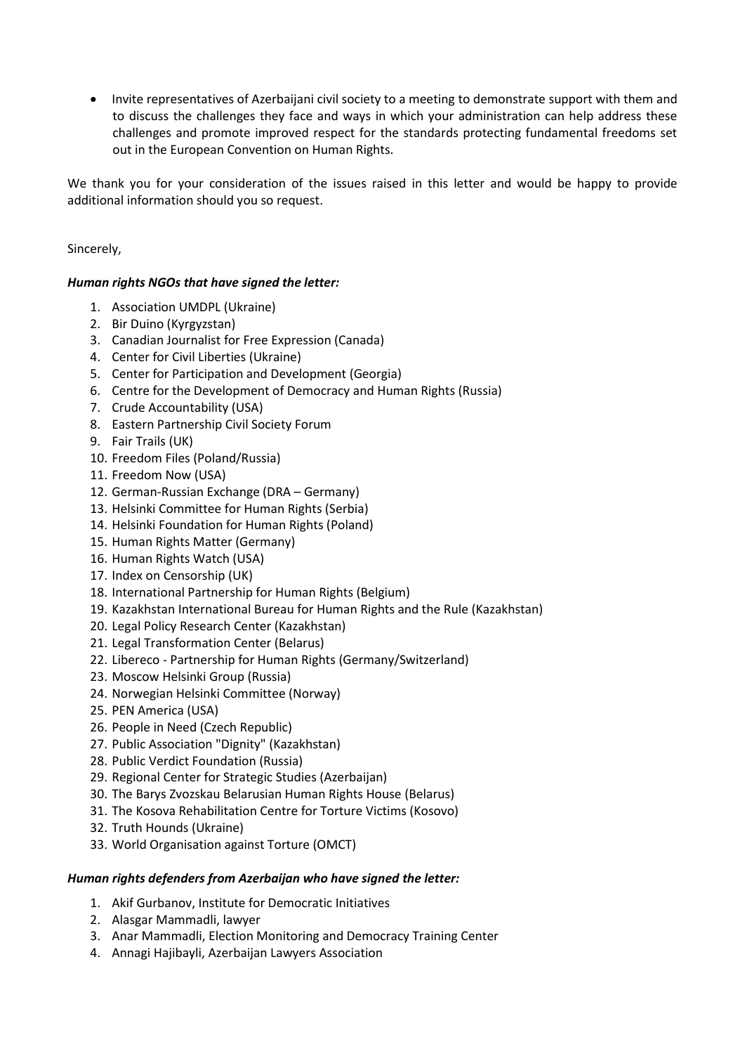- Invite representatives of Azerbaijani civil society to a meeting to demonstrate support with them and to discuss the challenges they face and ways in which your administration can help address these challenges and promote improved respect for the standards protecting fundamental freedoms set out in the European Convention on Human Rights.

We thank you for your consideration of the issues raised in this letter and would be happy to provide additional information should you so request.

Sincerely,

***Human rights NGOs that have signed the letter:***

1. Association UMDPL (Ukraine)
2. Bir Duino (Kyrgyzstan)
3. Canadian Journalist for Free Expression (Canada)
4. Center for Civil Liberties (Ukraine)
5. Center for Participation and Development (Georgia)
6. Centre for the Development of Democracy and Human Rights (Russia)
7. Crude Accountability (USA)
8. Eastern Partnership Civil Society Forum
9. Fair Trails (UK)
10. Freedom Files (Poland/Russia)
11. Freedom Now (USA)
12. German-Russian Exchange (DRA – Germany)
13. Helsinki Committee for Human Rights (Serbia)
14. Helsinki Foundation for Human Rights (Poland)
15. Human Rights Matter (Germany)
16. Human Rights Watch (USA)
17. Index on Censorship (UK)
18. International Partnership for Human Rights (Belgium)
19. Kazakhstan International Bureau for Human Rights and the Rule (Kazakhstan)
20. Legal Policy Research Center (Kazakhstan)
21. Legal Transformation Center (Belarus)
22. Libereco - Partnership for Human Rights (Germany/Switzerland)
23. Moscow Helsinki Group (Russia)
24. Norwegian Helsinki Committee (Norway)
25. PEN America (USA)
26. People in Need (Czech Republic)
27. Public Association "Dignity" (Kazakhstan)
28. Public Verdict Foundation (Russia)
29. Regional Center for Strategic Studies (Azerbaijan)
30. The Barys Zvozskau Belarusian Human Rights House (Belarus)
31. The Kosova Rehabilitation Centre for Torture Victims (Kosovo)
32. Truth Hounds (Ukraine)
33. World Organisation against Torture (OMCT)

***Human rights defenders from Azerbaijan who have signed the letter:***

1. Akif Gurbanov, Institute for Democratic Initiatives
2. Alasgar Mammadli, lawyer
3. Anar Mammadli, Election Monitoring and Democracy Training Center
4. Annagi Hajibayli, Azerbaijan Lawyers Association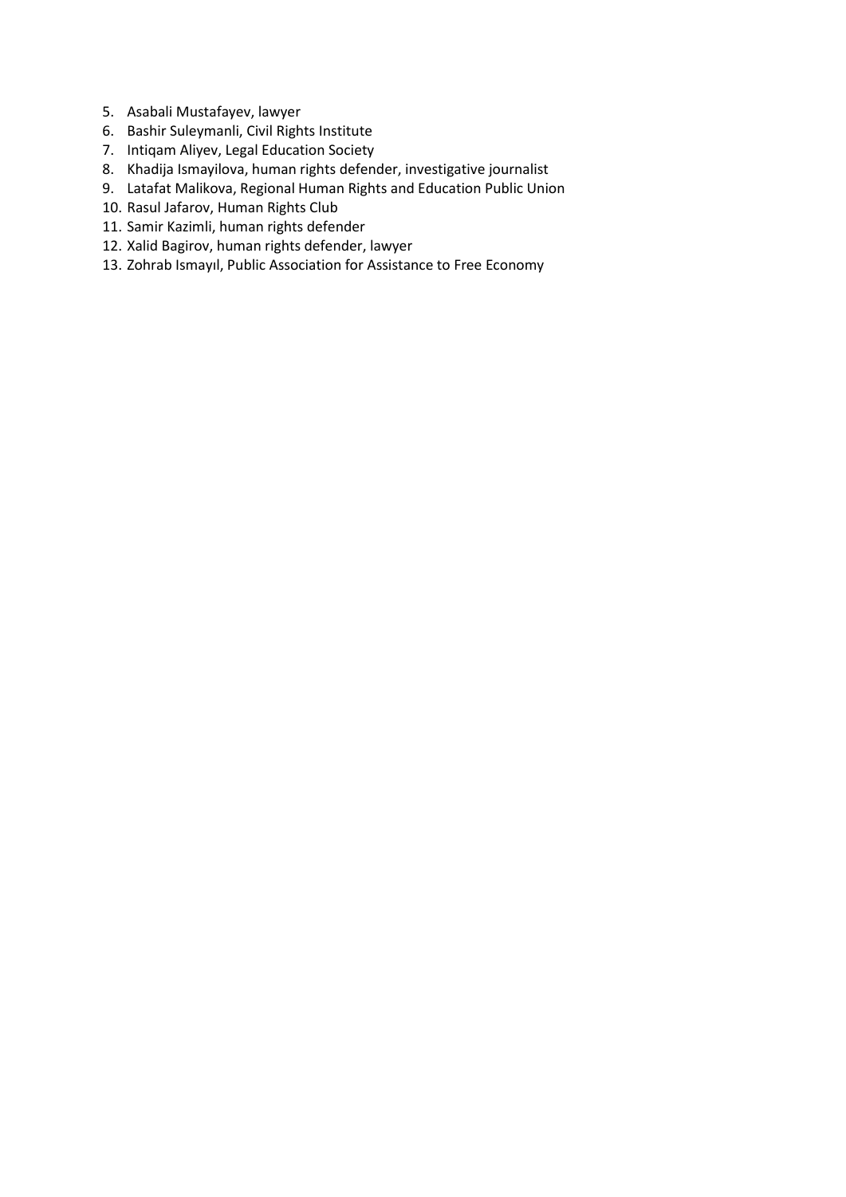5. Asabali Mustafayev, lawyer
6. Bashir Suleymanli, Civil Rights Institute
7. Intiqam Aliyev, Legal Education Society
8. Khadija Ismayilova, human rights defender, investigative journalist
9. Latafat Malikova, Regional Human Rights and Education Public Union
10. Rasul Jafarov, Human Rights Club
11. Samir Kazimli, human rights defender
12. Xalid Bagirov, human rights defender, lawyer
13. Zohrab Ismayıl, Public Association for Assistance to Free Economy